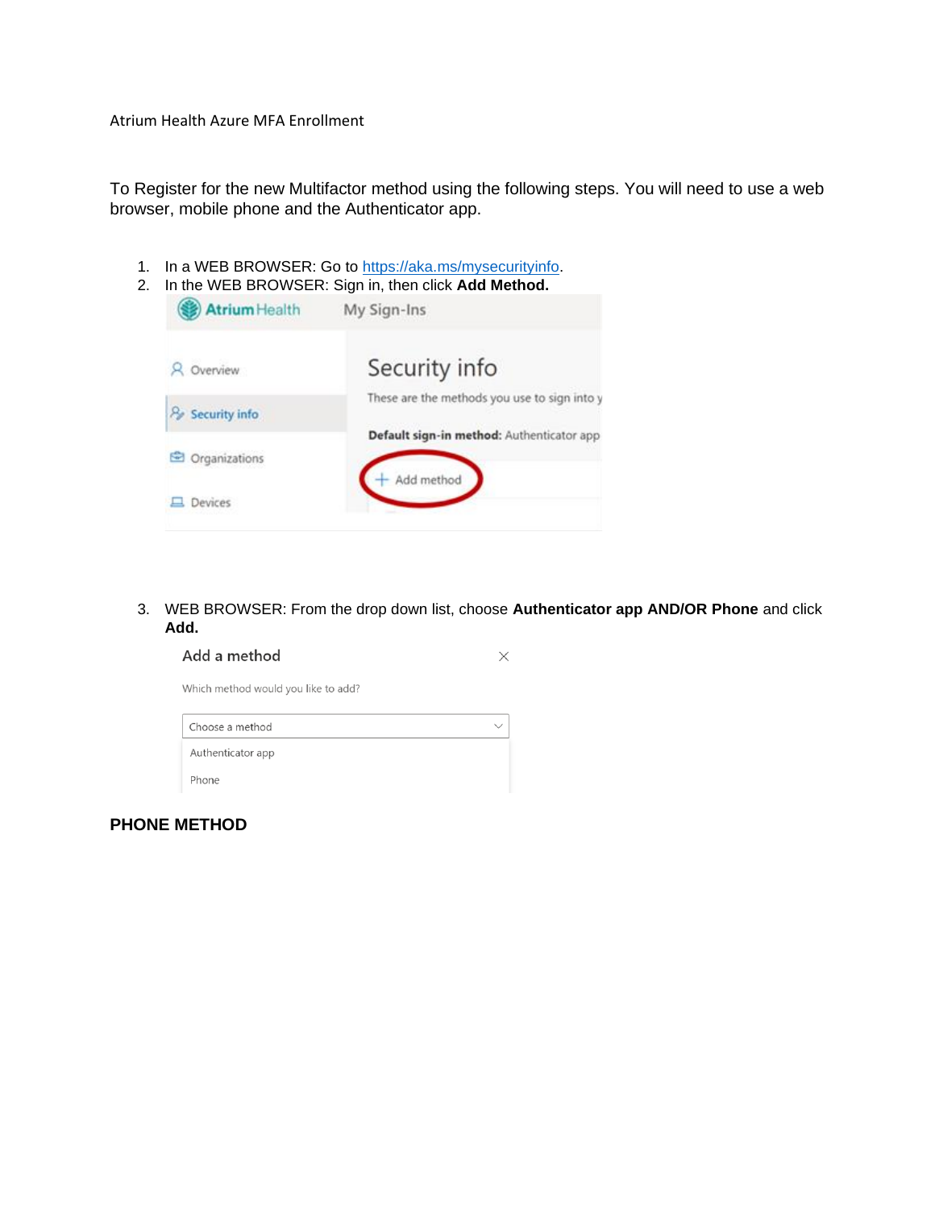Atrium Health Azure MFA Enrollment

To Register for the new Multifactor method using the following steps. You will need to use a web browser, mobile phone and the Authenticator app.

1. In a WEB BROWSER: Go to [https://aka.ms/mysecurityinfo](https://aka.ms/mysecurityinfo).
2. In the WEB BROWSER: Sign in, then click **Add Method.**

3. WEB BROWSER: From the drop down list, choose **Authenticator app AND/OR Phone** and click **Add.**

**PHONE METHOD**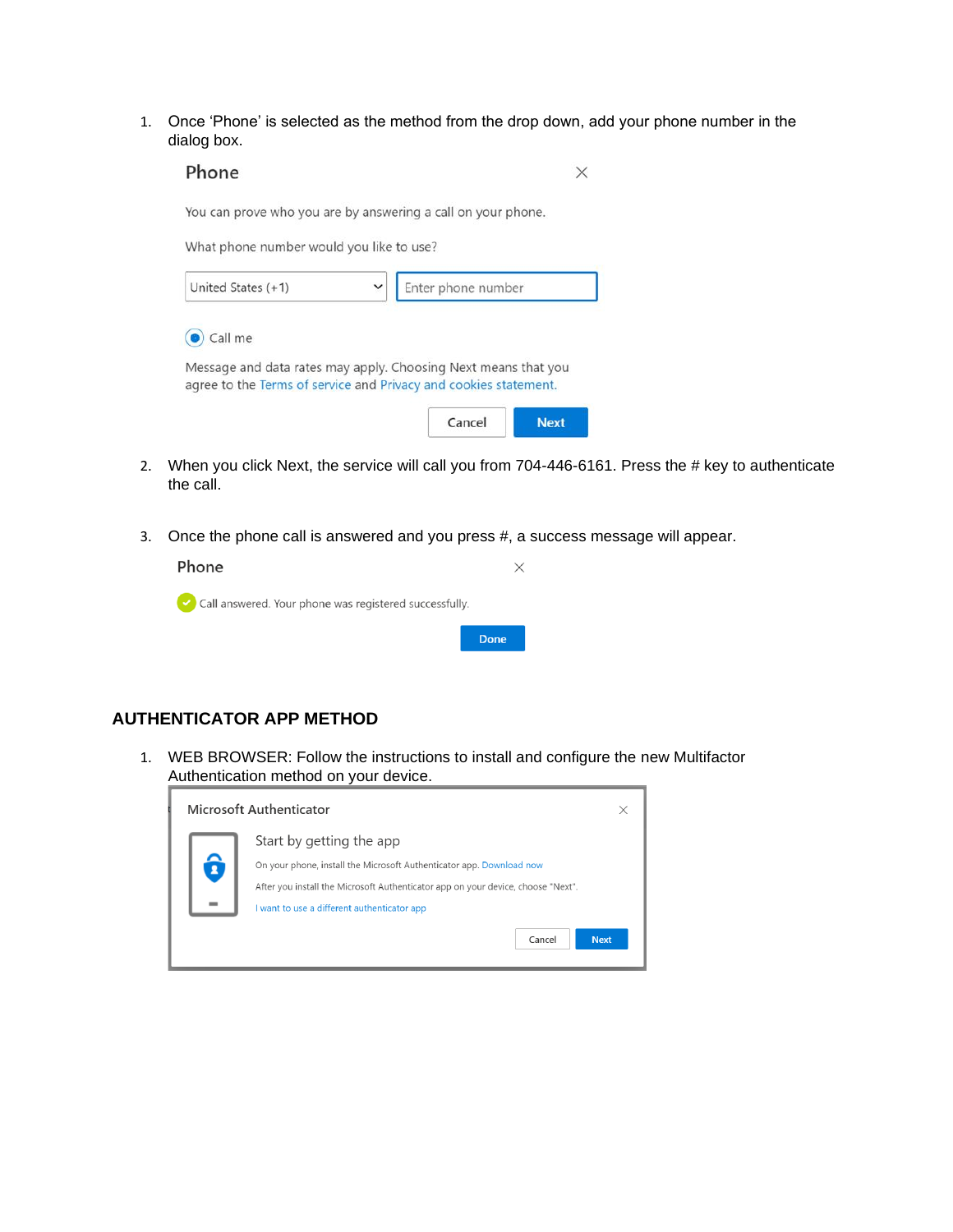1. Once ‘Phone’ is selected as the method from the drop down, add your phone number in the dialog box.

   Phone

   You can prove who you are by answering a call on your phone.

   What phone number would you like to use?

   United States (+1) | Enter phone number

   Call me

   Message and data rates may apply. Choosing Next means that you agree to the Terms of service and Privacy and cookies statement.

   Cancel | Next

2. When you click Next, the service will call you from 704-446-6161. Press the # key to authenticate the call.

3. Once the phone call is answered and you press #, a success message will appear.

   Phone

   Call answered. Your phone was registered successfully.

   Done

## AUTHENTICATOR APP METHOD

1. WEB BROWSER: Follow the instructions to install and configure the new Multifactor Authentication method on your device.

   Microsoft Authenticator

   Start by getting the app

   On your phone, install the Microsoft Authenticator app. Download now

   After you install the Microsoft Authenticator app on your device, choose "Next".

   I want to use a different authenticator app

   Cancel | Next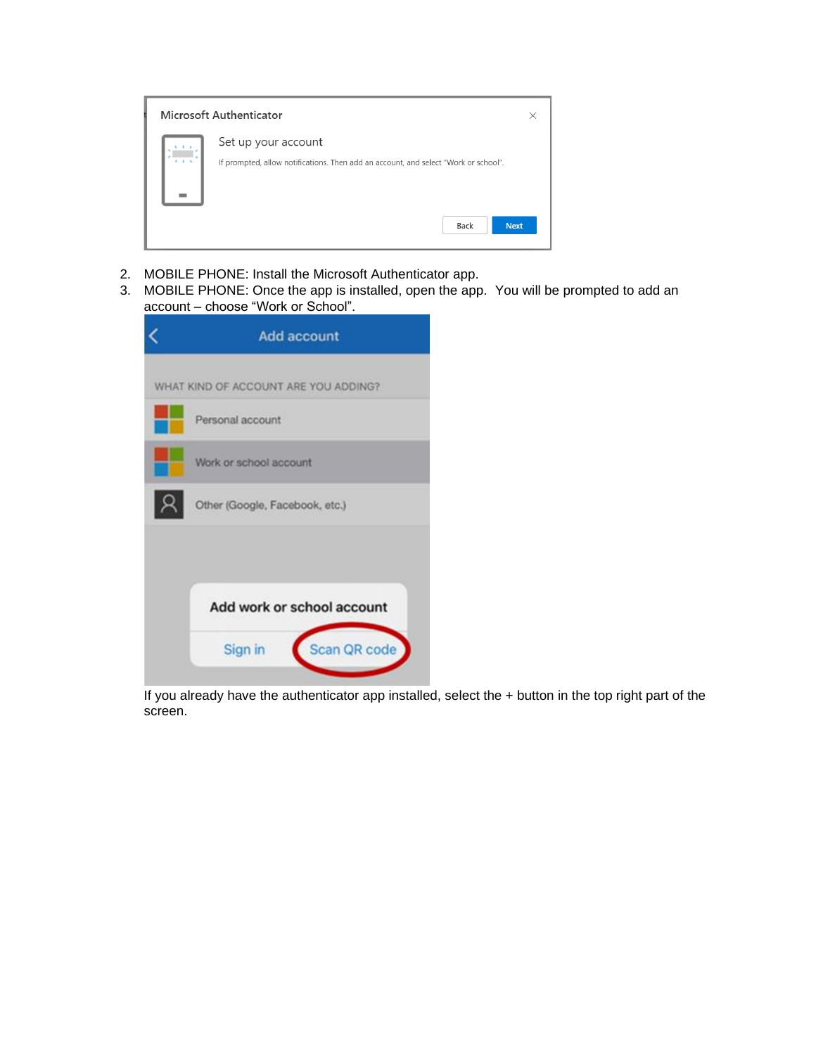2. MOBILE PHONE: Install the Microsoft Authenticator app.
3. MOBILE PHONE: Once the app is installed, open the app.  You will be prompted to add an account – choose "Work or School".

If you already have the authenticator app installed, select the + button in the top right part of the screen.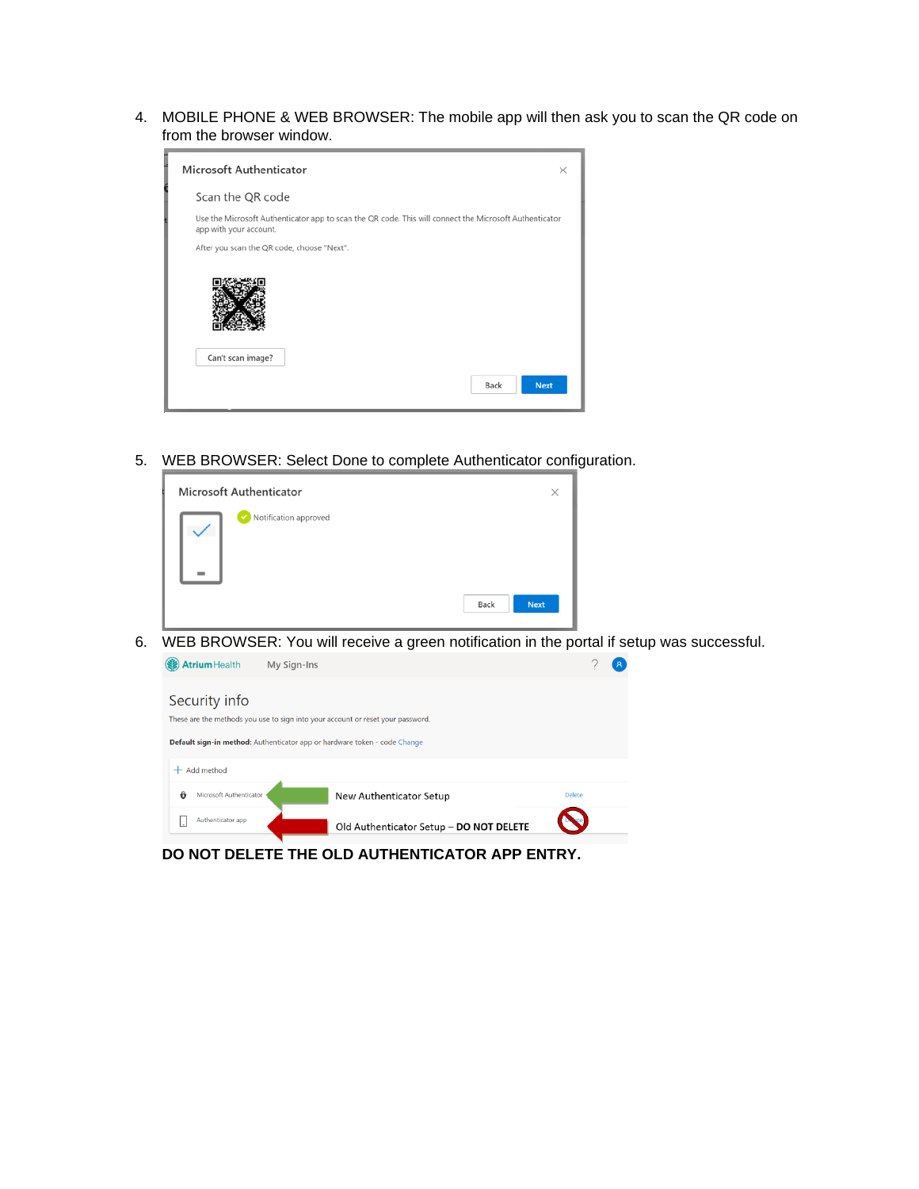4. MOBILE PHONE & WEB BROWSER: The mobile app will then ask you to scan the QR code on from the browser window.

Microsoft Authenticator

Scan the QR code

Use the Microsoft Authenticator app to scan the QR code. This will connect the Microsoft Authenticator app with your account.

After you scan the QR code, choose "Next".

Can't scan image?

Back Next

5. WEB BROWSER: Select Done to complete Authenticator configuration.

Microsoft Authenticator

Notification approved

Back Next

6. WEB BROWSER: You will receive a green notification in the portal if setup was successful.

AtriumHealth My Sign-Ins

Security info

These are the methods you use to sign into your account or reset your password.

**Default sign-in method:** Authenticator app or hardware token - code Change

+ Add method

Microsoft Authenticator — New Authenticator Setup — Delete

Authenticator app — Old Authenticator Setup – **DO NOT DELETE**

**DO NOT DELETE THE OLD AUTHENTICATOR APP ENTRY.**